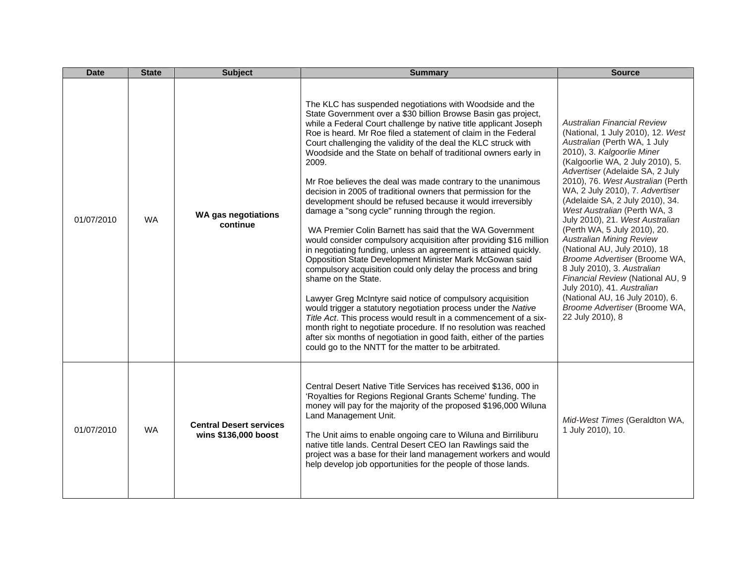| Date | State | Subject | Summary | Source |
|---|---|---|---|---|
| 01/07/2010 | WA | **WA gas negotiations continue** | The KLC has suspended negotiations with Woodside and the State Government over a $30 billion Browse Basin gas project, while a Federal Court challenge by native title applicant Joseph Roe is heard. Mr Roe filed a statement of claim in the Federal Court challenging the validity of the deal the KLC struck with Woodside and the State on behalf of traditional owners early in 2009.<br><br>Mr Roe believes the deal was made contrary to the unanimous decision in 2005 of traditional owners that permission for the development should be refused because it would irreversibly damage a "song cycle" running through the region.<br><br>WA Premier Colin Barnett has said that the WA Government would consider compulsory acquisition after providing $16 million in negotiating funding, unless an agreement is attained quickly. Opposition State Development Minister Mark McGowan said compulsory acquisition could only delay the process and bring shame on the State.<br><br>Lawyer Greg McIntyre said notice of compulsory acquisition would trigger a statutory negotiation process under the *Native Title Act*. This process would result in a commencement of a six-month right to negotiate procedure. If no resolution was reached after six months of negotiation in good faith, either of the parties could go to the NNTT for the matter to be arbitrated. | *Australian Financial Review* (National, 1 July 2010), 12. *West Australian* (Perth WA, 1 July 2010), 3. *Kalgoorlie Miner* (Kalgoorlie WA, 2 July 2010), 5. *Advertiser* (Adelaide SA, 2 July 2010), 76. *West Australian* (Perth WA, 2 July 2010), 7. *Advertiser* (Adelaide SA, 2 July 2010), 34. *West Australian* (Perth WA, 3 July 2010), 21. *West Australian* (Perth WA, 5 July 2010), 20. *Australian Mining Review* (National AU, July 2010), 18 *Broome Advertiser* (Broome WA, 8 July 2010), 3. *Australian Financial Review* (National AU, 9 July 2010), 41. *Australian* (National AU, 16 July 2010), 6. *Broome Advertiser* (Broome WA, 22 July 2010), 8 |
| 01/07/2010 | WA | **Central Desert services wins $136,000 boost** | Central Desert Native Title Services has received $136, 000 in 'Royalties for Regions Regional Grants Scheme' funding. The money will pay for the majority of the proposed $196,000 Wiluna Land Management Unit.<br><br>The Unit aims to enable ongoing care to Wiluna and Birriliburu native title lands. Central Desert CEO Ian Rawlings said the project was a base for their land management workers and would help develop job opportunities for the people of those lands. | *Mid-West Times* (Geraldton WA, 1 July 2010), 10. |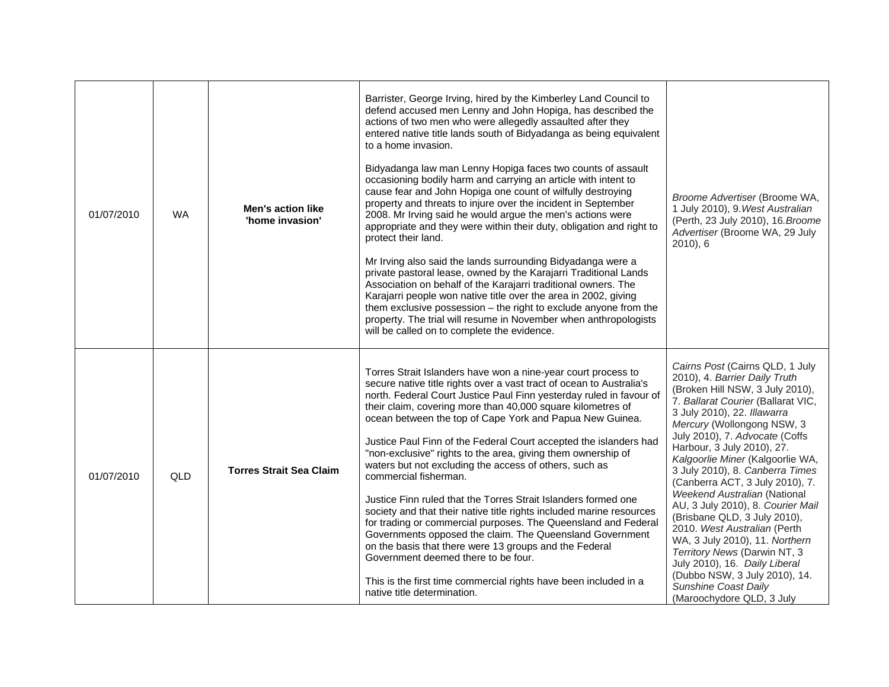| | | | | |
|---|---|---|---|---|
| 01/07/2010 | WA | **Men's action like 'home invasion'** | Barrister, George Irving, hired by the Kimberley Land Council to defend accused men Lenny and John Hopiga, has described the actions of two men who were allegedly assaulted after they entered native title lands south of Bidyadanga as being equivalent to a home invasion.<br><br>Bidyadanga law man Lenny Hopiga faces two counts of assault occasioning bodily harm and carrying an article with intent to cause fear and John Hopiga one count of wilfully destroying property and threats to injure over the incident in September 2008. Mr Irving said he would argue the men's actions were appropriate and they were within their duty, obligation and right to protect their land.<br><br>Mr Irving also said the lands surrounding Bidyadanga were a private pastoral lease, owned by the Karajarri Traditional Lands Association on behalf of the Karajarri traditional owners. The Karajarri people won native title over the area in 2002, giving them exclusive possession – the right to exclude anyone from the property. The trial will resume in November when anthropologists will be called on to complete the evidence. | *Broome Advertiser* (Broome WA, 1 July 2010), 9.*West Australian* (Perth, 23 July 2010), 16.*Broome Advertiser* (Broome WA, 29 July 2010), 6 |
| 01/07/2010 | QLD | **Torres Strait Sea Claim** | Torres Strait Islanders have won a nine-year court process to secure native title rights over a vast tract of ocean to Australia's north. Federal Court Justice Paul Finn yesterday ruled in favour of their claim, covering more than 40,000 square kilometres of ocean between the top of Cape York and Papua New Guinea.<br><br>Justice Paul Finn of the Federal Court accepted the islanders had "non-exclusive" rights to the area, giving them ownership of waters but not excluding the access of others, such as commercial fisherman.<br><br>Justice Finn ruled that the Torres Strait Islanders formed one society and that their native title rights included marine resources for trading or commercial purposes. The Queensland and Federal Governments opposed the claim. The Queensland Government on the basis that there were 13 groups and the Federal Government deemed there to be four.<br><br>This is the first time commercial rights have been included in a native title determination. | *Cairns Post* (Cairns QLD, 1 July 2010), 4. *Barrier Daily Truth* (Broken Hill NSW, 3 July 2010), 7. *Ballarat Courier* (Ballarat VIC, 3 July 2010), 22. *Illawarra Mercury* (Wollongong NSW, 3 July 2010), 7. *Advocate* (Coffs Harbour, 3 July 2010), 27. *Kalgoorlie Miner* (Kalgoorlie WA, 3 July 2010), 8. *Canberra Times* (Canberra ACT, 3 July 2010), 7. *Weekend Australian* (National AU, 3 July 2010), 8. *Courier Mail* (Brisbane QLD, 3 July 2010), 2010. *West Australian* (Perth WA, 3 July 2010), 11. *Northern Territory News* (Darwin NT, 3 July 2010), 16. *Daily Liberal* (Dubbo NSW, 3 July 2010), 14. *Sunshine Coast Daily* (Maroochydore QLD, 3 July |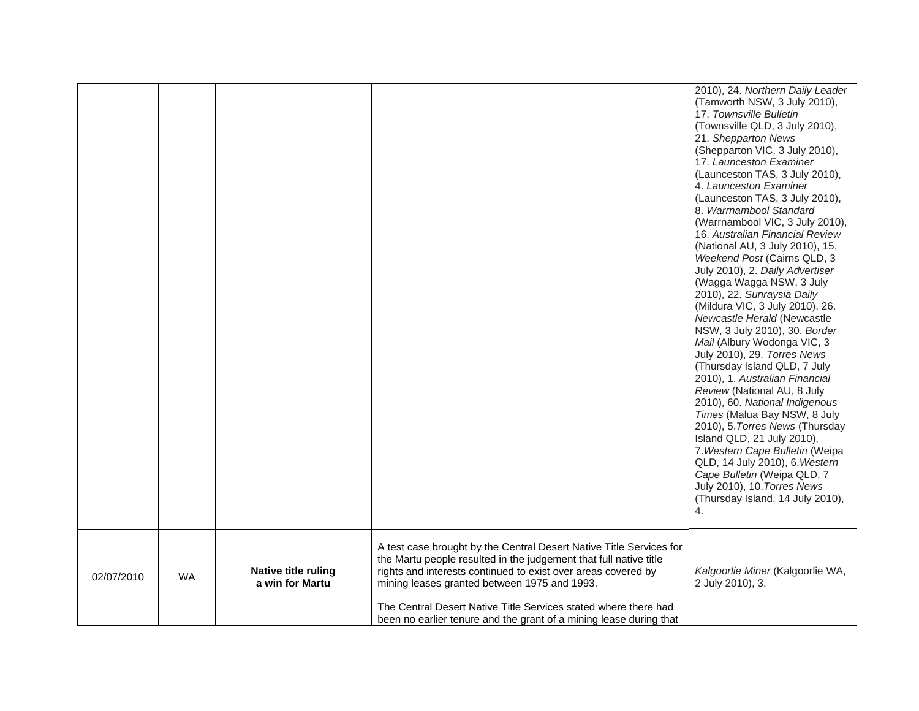| | | | | |
|---|---|---|---|---|
| | | | | 2010), 24. *Northern Daily Leader* (Tamworth NSW, 3 July 2010), 17. *Townsville Bulletin* (Townsville QLD, 3 July 2010), 21. *Shepparton News* (Shepparton VIC, 3 July 2010), 17. *Launceston Examiner* (Launceston TAS, 3 July 2010), 4. *Launceston Examiner* (Launceston TAS, 3 July 2010), 8. *Warrnambool Standard* (Warrnambool VIC, 3 July 2010), 16. *Australian Financial Review* (National AU, 3 July 2010), 15. *Weekend Post* (Cairns QLD, 3 July 2010), 2. *Daily Advertiser* (Wagga Wagga NSW, 3 July 2010), 22. *Sunraysia Daily* (Mildura VIC, 3 July 2010), 26. *Newcastle Herald* (Newcastle NSW, 3 July 2010), 30. *Border Mail* (Albury Wodonga VIC, 3 July 2010), 29. *Torres News* (Thursday Island QLD, 7 July 2010), 1. *Australian Financial Review* (National AU, 8 July 2010), 60. *National Indigenous Times* (Malua Bay NSW, 8 July 2010), 5.*Torres News* (Thursday Island QLD, 21 July 2010), 7.*Western Cape Bulletin* (Weipa QLD, 14 July 2010), 6.*Western Cape Bulletin* (Weipa QLD, 7 July 2010), 10.*Torres News* (Thursday Island, 14 July 2010), 4. |
| 02/07/2010 | WA | **Native title ruling a win for Martu** | A test case brought by the Central Desert Native Title Services for the Martu people resulted in the judgement that full native title rights and interests continued to exist over areas covered by mining leases granted between 1975 and 1993.<br><br>The Central Desert Native Title Services stated where there had been no earlier tenure and the grant of a mining lease during that | *Kalgoorlie Miner* (Kalgoorlie WA, 2 July 2010), 3. |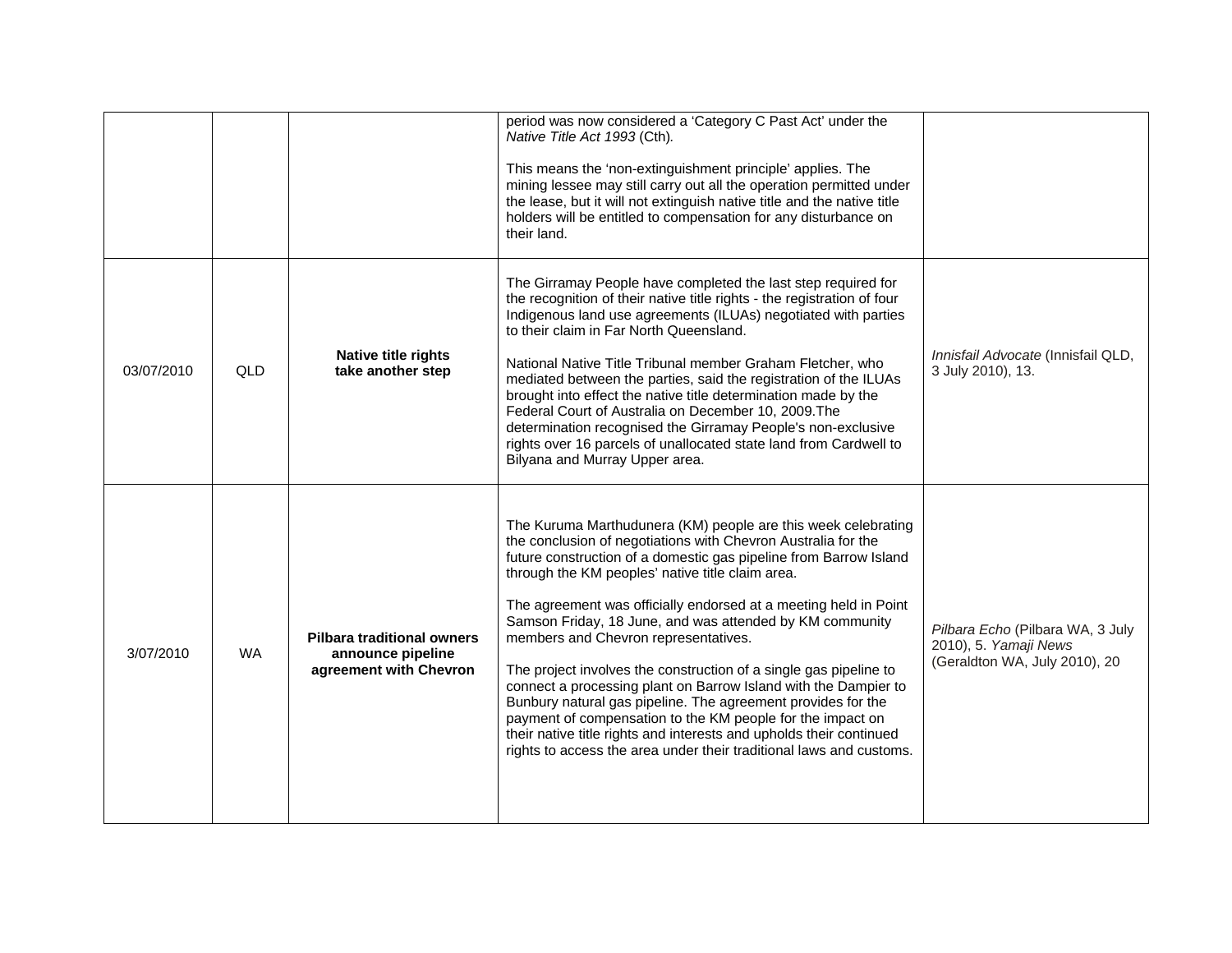| | | | | |
|---|---|---|---|---|
| | | | period was now considered a 'Category C Past Act' under the *Native Title Act 1993* (Cth)*.*<br><br>This means the 'non-extinguishment principle' applies. The mining lessee may still carry out all the operation permitted under the lease, but it will not extinguish native title and the native title holders will be entitled to compensation for any disturbance on their land. | |
| 03/07/2010 | QLD | **Native title rights take another step** | The Girramay People have completed the last step required for the recognition of their native title rights - the registration of four Indigenous land use agreements (ILUAs) negotiated with parties to their claim in Far North Queensland.<br><br>National Native Title Tribunal member Graham Fletcher, who mediated between the parties, said the registration of the ILUAs brought into effect the native title determination made by the Federal Court of Australia on December 10, 2009.The determination recognised the Girramay People's non-exclusive rights over 16 parcels of unallocated state land from Cardwell to Bilyana and Murray Upper area. | *Innisfail Advocate* (Innisfail QLD, 3 July 2010), 13. |
| 3/07/2010 | WA | **Pilbara traditional owners announce pipeline agreement with Chevron** | The Kuruma Marthudunera (KM) people are this week celebrating the conclusion of negotiations with Chevron Australia for the future construction of a domestic gas pipeline from Barrow Island through the KM peoples' native title claim area.<br><br>The agreement was officially endorsed at a meeting held in Point Samson Friday, 18 June, and was attended by KM community members and Chevron representatives.<br><br>The project involves the construction of a single gas pipeline to connect a processing plant on Barrow Island with the Dampier to Bunbury natural gas pipeline. The agreement provides for the payment of compensation to the KM people for the impact on their native title rights and interests and upholds their continued rights to access the area under their traditional laws and customs. | *Pilbara Echo* (Pilbara WA, 3 July 2010), 5. *Yamaji News* (Geraldton WA, July 2010), 20 |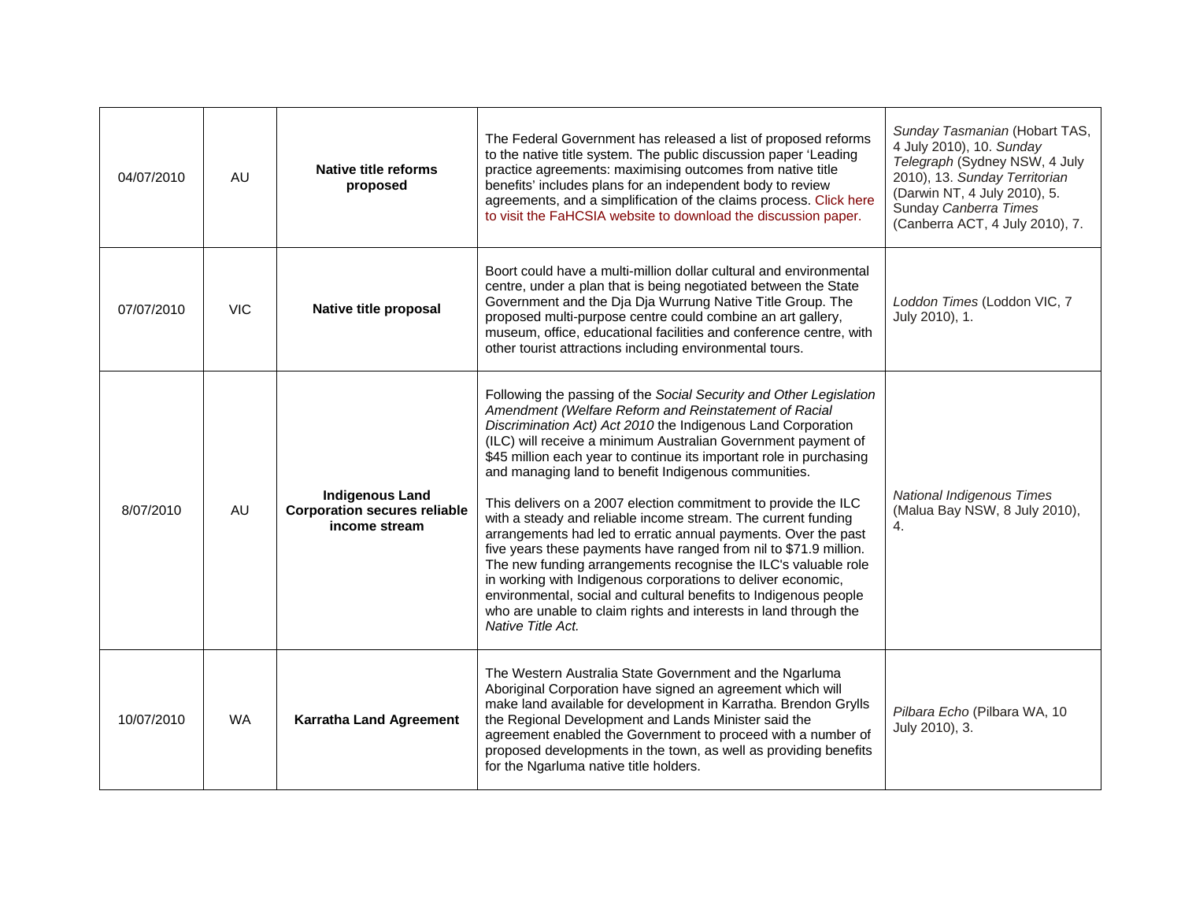| | | | | |
|---|---|---|---|---|
| 04/07/2010 | AU | **Native title reforms proposed** | The Federal Government has released a list of proposed reforms to the native title system. The public discussion paper 'Leading practice agreements: maximising outcomes from native title benefits' includes plans for an independent body to review agreements, and a simplification of the claims process. Click here to visit the FaHCSIA website to download the discussion paper. | *Sunday Tasmanian* (Hobart TAS, 4 July 2010), 10. *Sunday Telegraph* (Sydney NSW, 4 July 2010), 13. *Sunday Territorian* (Darwin NT, 4 July 2010), 5. Sunday *Canberra Times* (Canberra ACT, 4 July 2010), 7. |
| 07/07/2010 | VIC | **Native title proposal** | Boort could have a multi-million dollar cultural and environmental centre, under a plan that is being negotiated between the State Government and the Dja Dja Wurrung Native Title Group. The proposed multi-purpose centre could combine an art gallery, museum, office, educational facilities and conference centre, with other tourist attractions including environmental tours. | *Loddon Times* (Loddon VIC, 7 July 2010), 1. |
| 8/07/2010 | AU | **Indigenous Land Corporation secures reliable income stream** | Following the passing of the *Social Security and Other Legislation Amendment (Welfare Reform and Reinstatement of Racial Discrimination Act) Act 2010* the Indigenous Land Corporation (ILC) will receive a minimum Australian Government payment of $45 million each year to continue its important role in purchasing and managing land to benefit Indigenous communities.<br><br>This delivers on a 2007 election commitment to provide the ILC with a steady and reliable income stream. The current funding arrangements had led to erratic annual payments. Over the past five years these payments have ranged from nil to $71.9 million. The new funding arrangements recognise the ILC's valuable role in working with Indigenous corporations to deliver economic, environmental, social and cultural benefits to Indigenous people who are unable to claim rights and interests in land through the *Native Title Act.* | *National Indigenous Times* (Malua Bay NSW, 8 July 2010), 4. |
| 10/07/2010 | WA | **Karratha Land Agreement** | The Western Australia State Government and the Ngarluma Aboriginal Corporation have signed an agreement which will make land available for development in Karratha. Brendon Grylls the Regional Development and Lands Minister said the agreement enabled the Government to proceed with a number of proposed developments in the town, as well as providing benefits for the Ngarluma native title holders. | *Pilbara Echo* (Pilbara WA, 10 July 2010), 3. |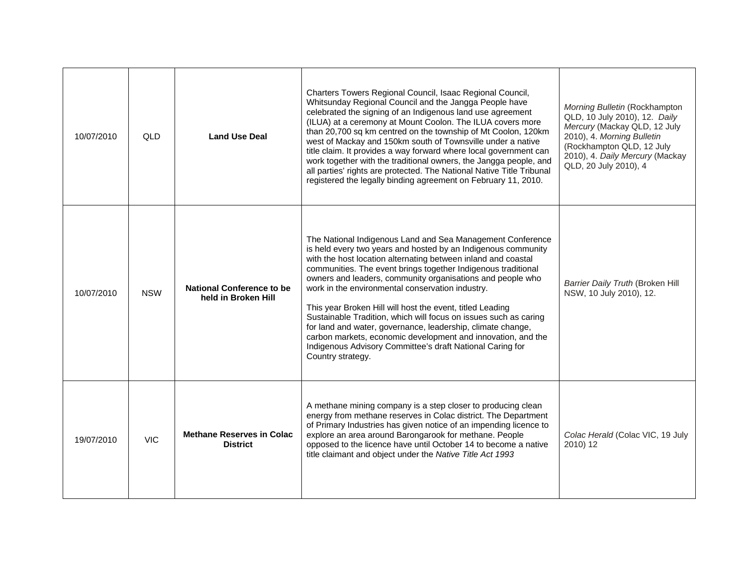| | | | | |
|---|---|---|---|---|
| 10/07/2010 | QLD | **Land Use Deal** | Charters Towers Regional Council, Isaac Regional Council, Whitsunday Regional Council and the Jangga People have celebrated the signing of an Indigenous land use agreement (ILUA) at a ceremony at Mount Coolon. The ILUA covers more than 20,700 sq km centred on the township of Mt Coolon, 120km west of Mackay and 150km south of Townsville under a native title claim. It provides a way forward where local government can work together with the traditional owners, the Jangga people, and all parties' rights are protected. The National Native Title Tribunal registered the legally binding agreement on February 11, 2010. | *Morning Bulletin* (Rockhampton QLD, 10 July 2010), 12. *Daily Mercury* (Mackay QLD, 12 July 2010), 4. *Morning Bulletin* (Rockhampton QLD, 12 July 2010), 4. *Daily Mercury* (Mackay QLD, 20 July 2010), 4 |
| 10/07/2010 | NSW | **National Conference to be held in Broken Hill** | The National Indigenous Land and Sea Management Conference is held every two years and hosted by an Indigenous community with the host location alternating between inland and coastal communities. The event brings together Indigenous traditional owners and leaders, community organisations and people who work in the environmental conservation industry.<br><br>This year Broken Hill will host the event, titled Leading Sustainable Tradition, which will focus on issues such as caring for land and water, governance, leadership, climate change, carbon markets, economic development and innovation, and the Indigenous Advisory Committee's draft National Caring for Country strategy. | *Barrier Daily Truth* (Broken Hill NSW, 10 July 2010), 12. |
| 19/07/2010 | VIC | **Methane Reserves in Colac District** | A methane mining company is a step closer to producing clean energy from methane reserves in Colac district. The Department of Primary Industries has given notice of an impending licence to explore an area around Barongarook for methane. People opposed to the licence have until October 14 to become a native title claimant and object under the *Native Title Act 1993* | *Colac Herald* (Colac VIC, 19 July 2010) 12 |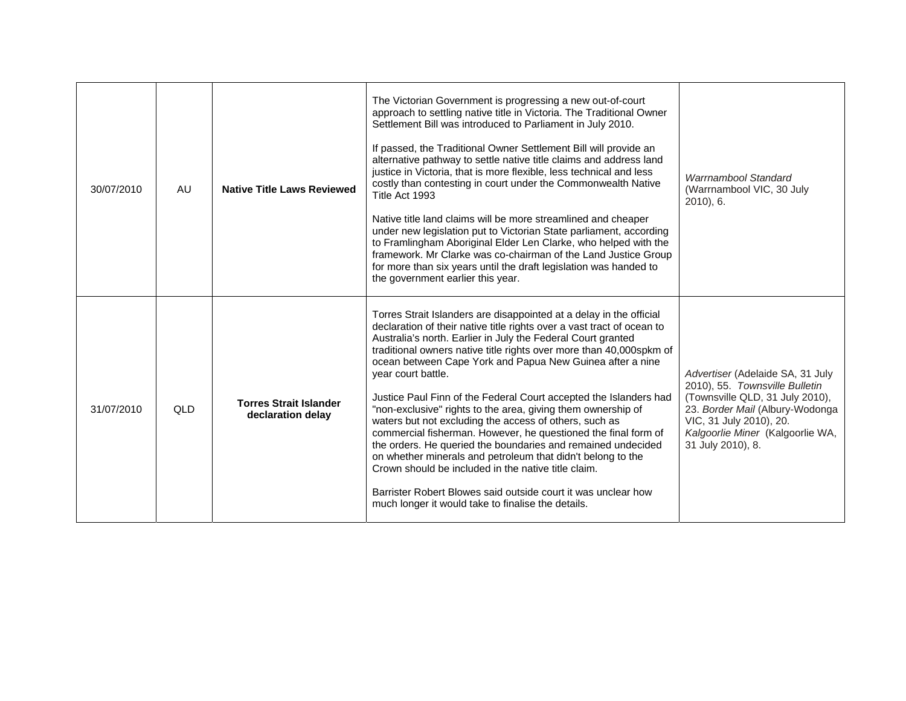| | | | | |
|---|---|---|---|---|
| 30/07/2010 | AU | **Native Title Laws Reviewed** | The Victorian Government is progressing a new out-of-court approach to settling native title in Victoria. The Traditional Owner Settlement Bill was introduced to Parliament in July 2010.<br><br>If passed, the Traditional Owner Settlement Bill will provide an alternative pathway to settle native title claims and address land justice in Victoria, that is more flexible, less technical and less costly than contesting in court under the Commonwealth Native Title Act 1993<br><br>Native title land claims will be more streamlined and cheaper under new legislation put to Victorian State parliament, according to Framlingham Aboriginal Elder Len Clarke, who helped with the framework. Mr Clarke was co-chairman of the Land Justice Group for more than six years until the draft legislation was handed to the government earlier this year. | *Warrnambool Standard* (Warrnambool VIC, 30 July 2010), 6. |
| 31/07/2010 | QLD | **Torres Strait Islander declaration delay** | Torres Strait Islanders are disappointed at a delay in the official declaration of their native title rights over a vast tract of ocean to Australia's north. Earlier in July the Federal Court granted traditional owners native title rights over more than 40,000spkm of ocean between Cape York and Papua New Guinea after a nine year court battle.<br><br>Justice Paul Finn of the Federal Court accepted the Islanders had "non-exclusive" rights to the area, giving them ownership of waters but not excluding the access of others, such as commercial fisherman. However, he questioned the final form of the orders. He queried the boundaries and remained undecided on whether minerals and petroleum that didn't belong to the Crown should be included in the native title claim.<br><br>Barrister Robert Blowes said outside court it was unclear how much longer it would take to finalise the details. | *Advertiser* (Adelaide SA, 31 July 2010), 55. *Townsville Bulletin* (Townsville QLD, 31 July 2010), 23. *Border Mail* (Albury-Wodonga VIC, 31 July 2010), 20. *Kalgoorlie Miner* (Kalgoorlie WA, 31 July 2010), 8. |